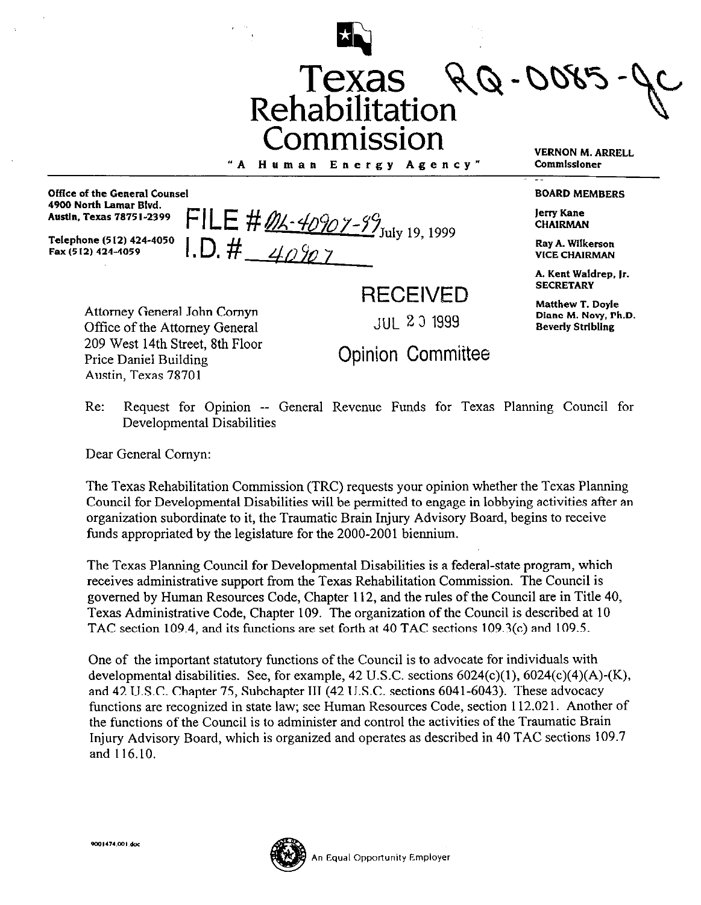# Texas Rehabilitation Commission

RQ-0085-JC

"A Human Energy Agency"

VERNON M. ARRELL
Commissioner

Office of the General Counsel
4900 North Lamar Blvd.
Austin, Texas 78751-2399

Telephone (512) 424-4050
Fax (512) 424-4059

FILE # ML-40907-99
I.D. # 40907

July 19, 1999

BOARD MEMBERS

Jerry Kane
CHAIRMAN

Ray A. Wilkerson
VICE CHAIRMAN

A. Kent Waldrep, Jr.
SECRETARY

Matthew T. Doyle
Diane M. Novy, Ph.D.
Beverly Stribling

RECEIVED
JUL 20 1999
Opinion Committee

Attorney General John Cornyn
Office of the Attorney General
209 West 14th Street, 8th Floor
Price Daniel Building
Austin, Texas 78701

Re: Request for Opinion -- General Revenue Funds for Texas Planning Council for Developmental Disabilities

Dear General Cornyn:

The Texas Rehabilitation Commission (TRC) requests your opinion whether the Texas Planning Council for Developmental Disabilities will be permitted to engage in lobbying activities after an organization subordinate to it, the Traumatic Brain Injury Advisory Board, begins to receive funds appropriated by the legislature for the 2000-2001 biennium.

The Texas Planning Council for Developmental Disabilities is a federal-state program, which receives administrative support from the Texas Rehabilitation Commission. The Council is governed by Human Resources Code, Chapter 112, and the rules of the Council are in Title 40, Texas Administrative Code, Chapter 109. The organization of the Council is described at 10 TAC section 109.4, and its functions are set forth at 40 TAC sections 109.3(c) and 109.5.

One of the important statutory functions of the Council is to advocate for individuals with developmental disabilities. See, for example, 42 U.S.C. sections 6024(c)(1), 6024(c)(4)(A)-(K), and 42 U.S.C. Chapter 75, Subchapter III (42 U.S.C. sections 6041-6043). These advocacy functions are recognized in state law; see Human Resources Code, section 112.021. Another of the functions of the Council is to administer and control the activities of the Traumatic Brain Injury Advisory Board, which is organized and operates as described in 40 TAC sections 109.7 and 116.10.

9001474.001.doc

An Equal Opportunity Employer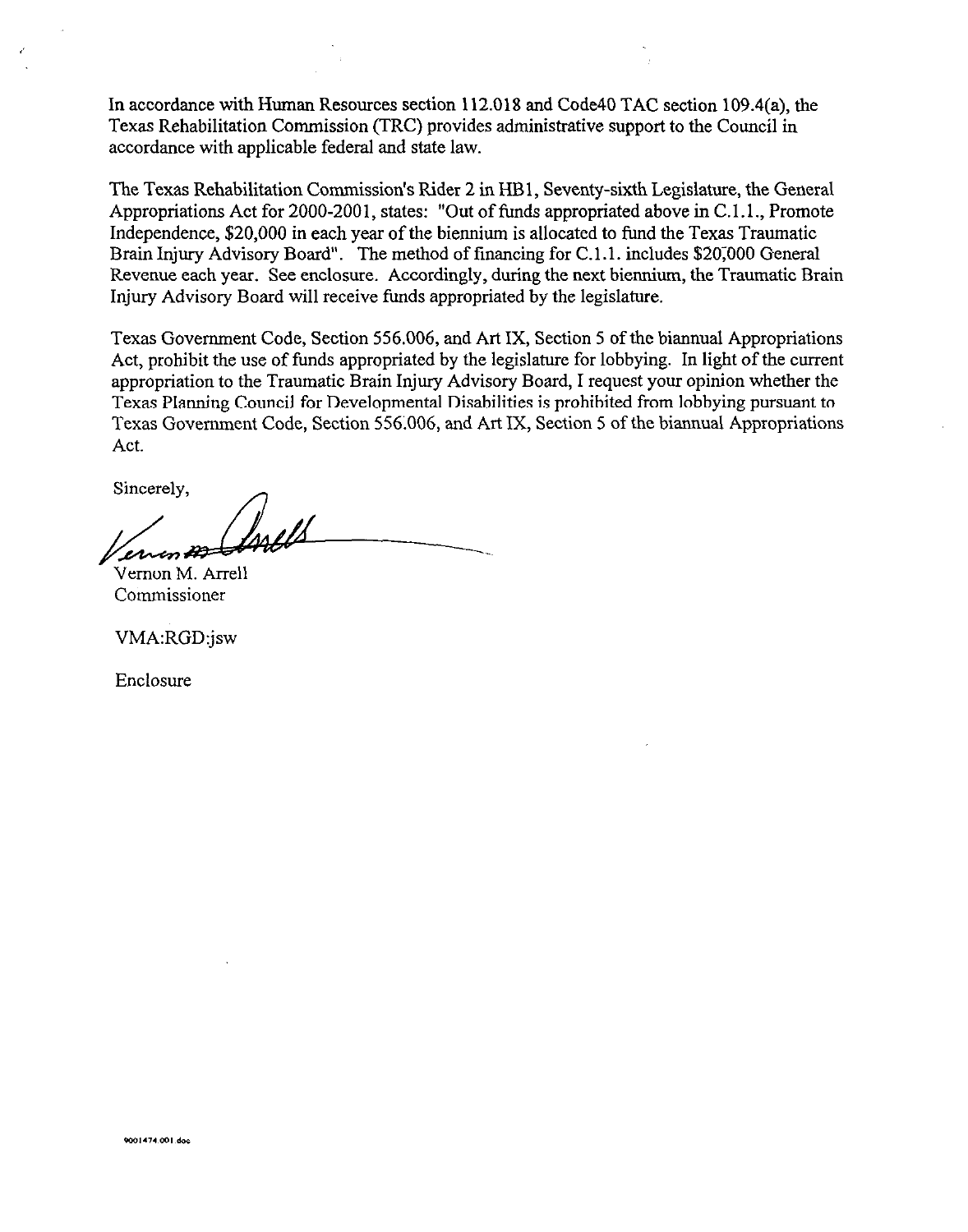In accordance with Human Resources section 112.018 and Code40 TAC section 109.4(a), the Texas Rehabilitation Commission (TRC) provides administrative support to the Council in accordance with applicable federal and state law.

The Texas Rehabilitation Commission's Rider 2 in HB1, Seventy-sixth Legislature, the General Appropriations Act for 2000-2001, states: "Out of funds appropriated above in C.1.1., Promote Independence, $20,000 in each year of the biennium is allocated to fund the Texas Traumatic Brain Injury Advisory Board". The method of financing for C.1.1. includes $20,000 General Revenue each year. See enclosure. Accordingly, during the next biennium, the Traumatic Brain Injury Advisory Board will receive funds appropriated by the legislature.

Texas Government Code, Section 556.006, and Art IX, Section 5 of the biannual Appropriations Act, prohibit the use of funds appropriated by the legislature for lobbying. In light of the current appropriation to the Traumatic Brain Injury Advisory Board, I request your opinion whether the Texas Planning Council for Developmental Disabilities is prohibited from lobbying pursuant to Texas Government Code, Section 556.006, and Art IX, Section 5 of the biannual Appropriations Act.

Sincerely,

Vernon M. Arrell
Commissioner

VMA:RGD:jsw

Enclosure

9001474.001.doc